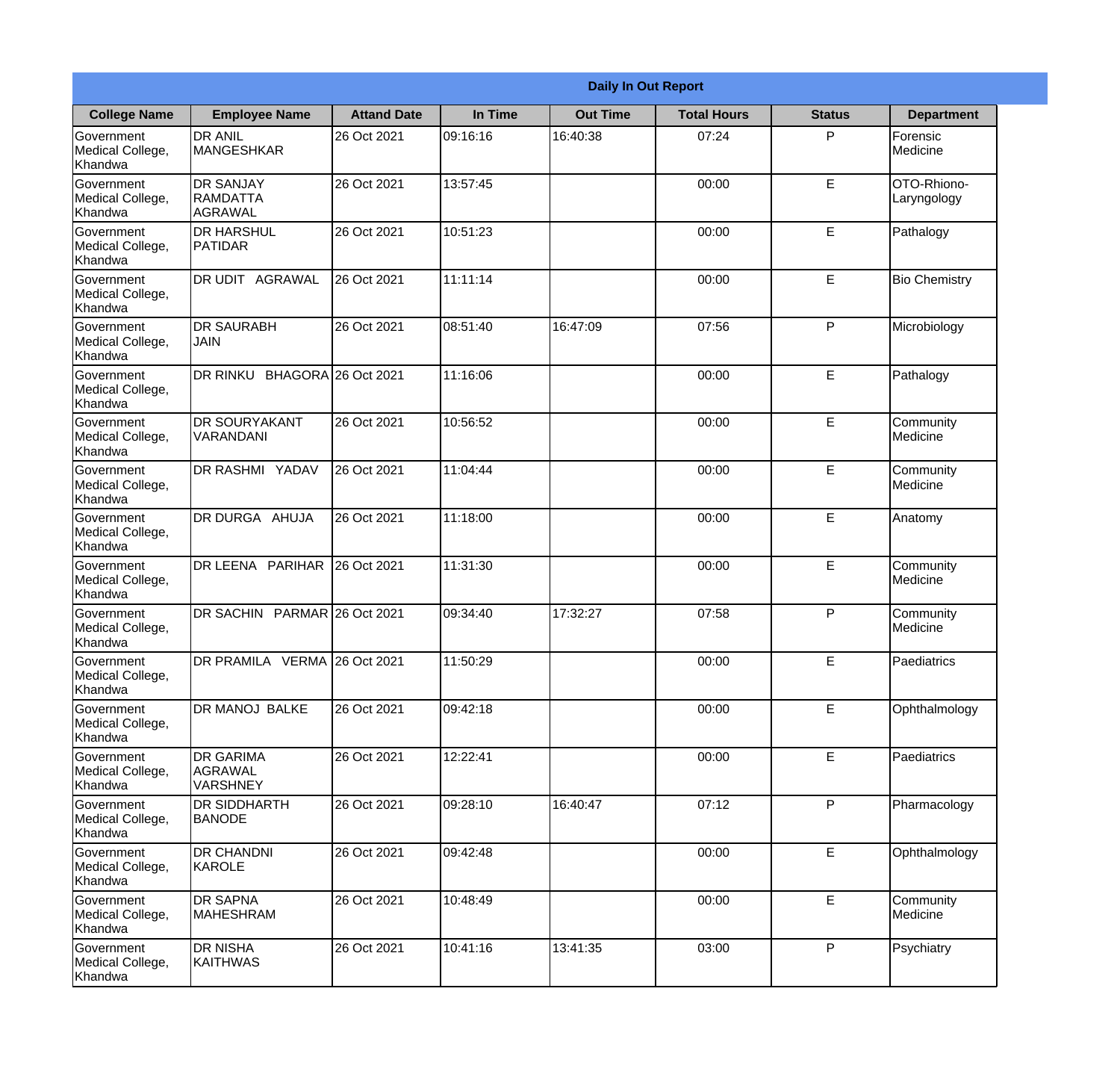| Daily In Out Report | | | | | | | |
|---|---|---|---|---|---|---|---|
| **College Name** | **Employee Name** | **Attand Date** | **In Time** | **Out Time** | **Total Hours** | **Status** | **Department** |
| Government Medical College, Khandwa | DR ANIL MANGESHKAR | 26 Oct 2021 | 09:16:16 | 16:40:38 | 07:24 | P | Forensic Medicine |
| Government Medical College, Khandwa | DR SANJAY RAMDATTA AGRAWAL | 26 Oct 2021 | 13:57:45 | | 00:00 | E | OTO-Rhiono-Laryngology |
| Government Medical College, Khandwa | DR HARSHUL PATIDAR | 26 Oct 2021 | 10:51:23 | | 00:00 | E | Pathalogy |
| Government Medical College, Khandwa | DR UDIT AGRAWAL | 26 Oct 2021 | 11:11:14 | | 00:00 | E | Bio Chemistry |
| Government Medical College, Khandwa | DR SAURABH JAIN | 26 Oct 2021 | 08:51:40 | 16:47:09 | 07:56 | P | Microbiology |
| Government Medical College, Khandwa | DR RINKU BHAGORA | 26 Oct 2021 | 11:16:06 | | 00:00 | E | Pathalogy |
| Government Medical College, Khandwa | DR SOURYAKANT VARANDANI | 26 Oct 2021 | 10:56:52 | | 00:00 | E | Community Medicine |
| Government Medical College, Khandwa | DR RASHMI YADAV | 26 Oct 2021 | 11:04:44 | | 00:00 | E | Community Medicine |
| Government Medical College, Khandwa | DR DURGA AHUJA | 26 Oct 2021 | 11:18:00 | | 00:00 | E | Anatomy |
| Government Medical College, Khandwa | DR LEENA PARIHAR | 26 Oct 2021 | 11:31:30 | | 00:00 | E | Community Medicine |
| Government Medical College, Khandwa | DR SACHIN PARMAR | 26 Oct 2021 | 09:34:40 | 17:32:27 | 07:58 | P | Community Medicine |
| Government Medical College, Khandwa | DR PRAMILA VERMA | 26 Oct 2021 | 11:50:29 | | 00:00 | E | Paediatrics |
| Government Medical College, Khandwa | DR MANOJ BALKE | 26 Oct 2021 | 09:42:18 | | 00:00 | E | Ophthalmology |
| Government Medical College, Khandwa | DR GARIMA AGRAWAL VARSHNEY | 26 Oct 2021 | 12:22:41 | | 00:00 | E | Paediatrics |
| Government Medical College, Khandwa | DR SIDDHARTH BANODE | 26 Oct 2021 | 09:28:10 | 16:40:47 | 07:12 | P | Pharmacology |
| Government Medical College, Khandwa | DR CHANDNI KAROLE | 26 Oct 2021 | 09:42:48 | | 00:00 | E | Ophthalmology |
| Government Medical College, Khandwa | DR SAPNA MAHESHRAM | 26 Oct 2021 | 10:48:49 | | 00:00 | E | Community Medicine |
| Government Medical College, Khandwa | DR NISHA KAITHWAS | 26 Oct 2021 | 10:41:16 | 13:41:35 | 03:00 | P | Psychiatry |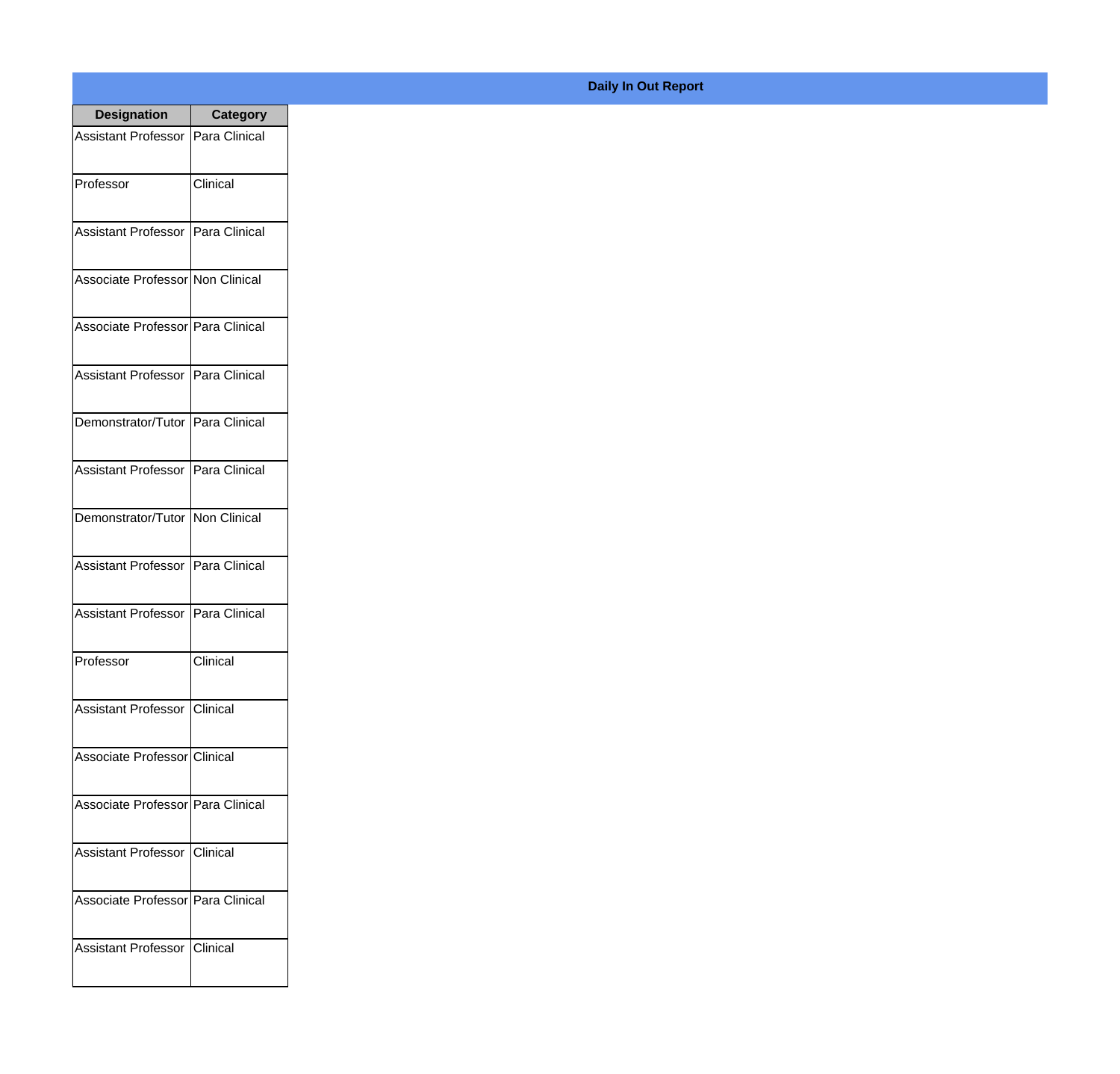## Daily In Out Report

| Designation | Category |
|---|---|
| Assistant Professor | Para Clinical |
| Professor | Clinical |
| Assistant Professor | Para Clinical |
| Associate Professor | Non Clinical |
| Associate Professor | Para Clinical |
| Assistant Professor | Para Clinical |
| Demonstrator/Tutor | Para Clinical |
| Assistant Professor | Para Clinical |
| Demonstrator/Tutor | Non Clinical |
| Assistant Professor | Para Clinical |
| Assistant Professor | Para Clinical |
| Professor | Clinical |
| Assistant Professor | Clinical |
| Associate Professor | Clinical |
| Associate Professor | Para Clinical |
| Assistant Professor | Clinical |
| Associate Professor | Para Clinical |
| Assistant Professor | Clinical |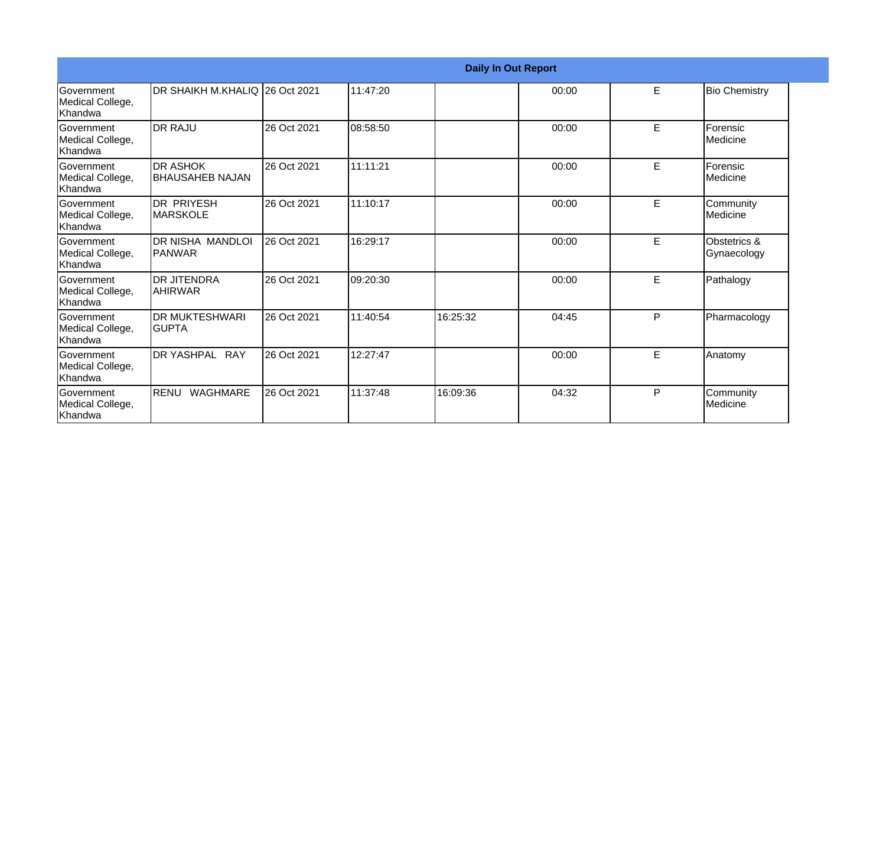**Daily In Out Report**

| | | | | | | | |
|---|---|---|---|---|---|---|---|
| Government Medical College, Khandwa | DR SHAIKH M.KHALIQ | 26 Oct 2021 | 11:47:20 | | 00:00 | E | Bio Chemistry |
| Government Medical College, Khandwa | DR RAJU | 26 Oct 2021 | 08:58:50 | | 00:00 | E | Forensic Medicine |
| Government Medical College, Khandwa | DR ASHOK BHAUSAHEB NAJAN | 26 Oct 2021 | 11:11:21 | | 00:00 | E | Forensic Medicine |
| Government Medical College, Khandwa | DR PRIYESH MARSKOLE | 26 Oct 2021 | 11:10:17 | | 00:00 | E | Community Medicine |
| Government Medical College, Khandwa | DR NISHA MANDLOI PANWAR | 26 Oct 2021 | 16:29:17 | | 00:00 | E | Obstetrics & Gynaecology |
| Government Medical College, Khandwa | DR JITENDRA AHIRWAR | 26 Oct 2021 | 09:20:30 | | 00:00 | E | Pathalogy |
| Government Medical College, Khandwa | DR MUKTESHWARI GUPTA | 26 Oct 2021 | 11:40:54 | 16:25:32 | 04:45 | P | Pharmacology |
| Government Medical College, Khandwa | DR YASHPAL RAY | 26 Oct 2021 | 12:27:47 | | 00:00 | E | Anatomy |
| Government Medical College, Khandwa | RENU WAGHMARE | 26 Oct 2021 | 11:37:48 | 16:09:36 | 04:32 | P | Community Medicine |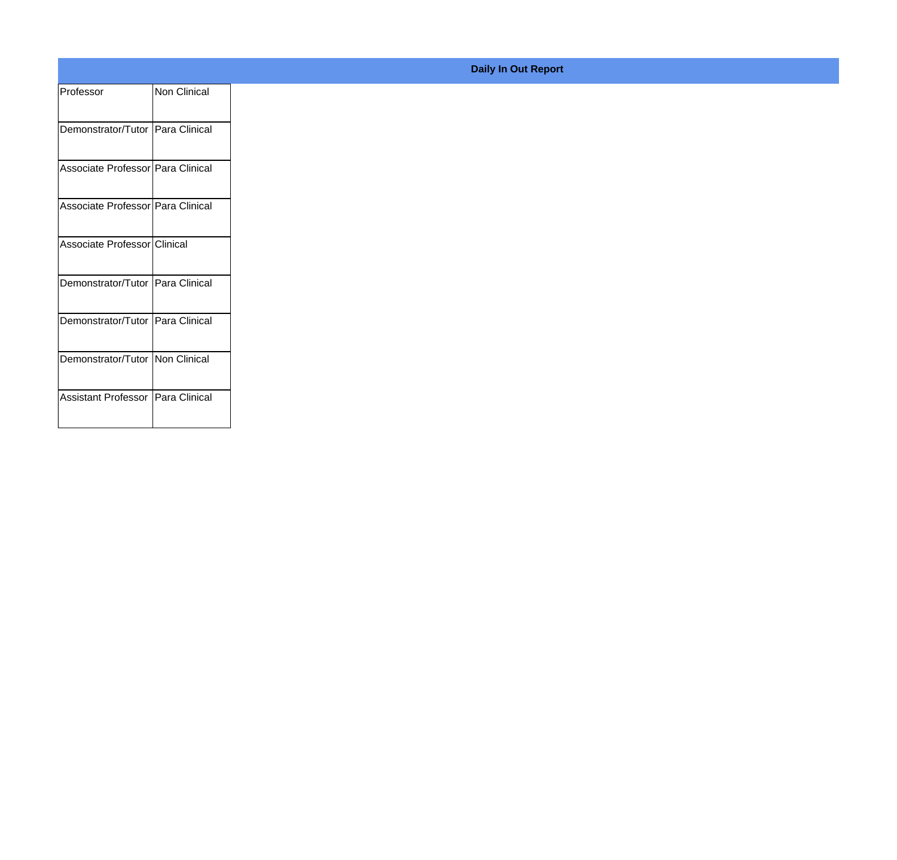**Daily In Out Report**

| | |
|---|---|
| Professor | Non Clinical |
| Demonstrator/Tutor | Para Clinical |
| Associate Professor | Para Clinical |
| Associate Professor | Para Clinical |
| Associate Professor | Clinical |
| Demonstrator/Tutor | Para Clinical |
| Demonstrator/Tutor | Para Clinical |
| Demonstrator/Tutor | Non Clinical |
| Assistant Professor | Para Clinical |